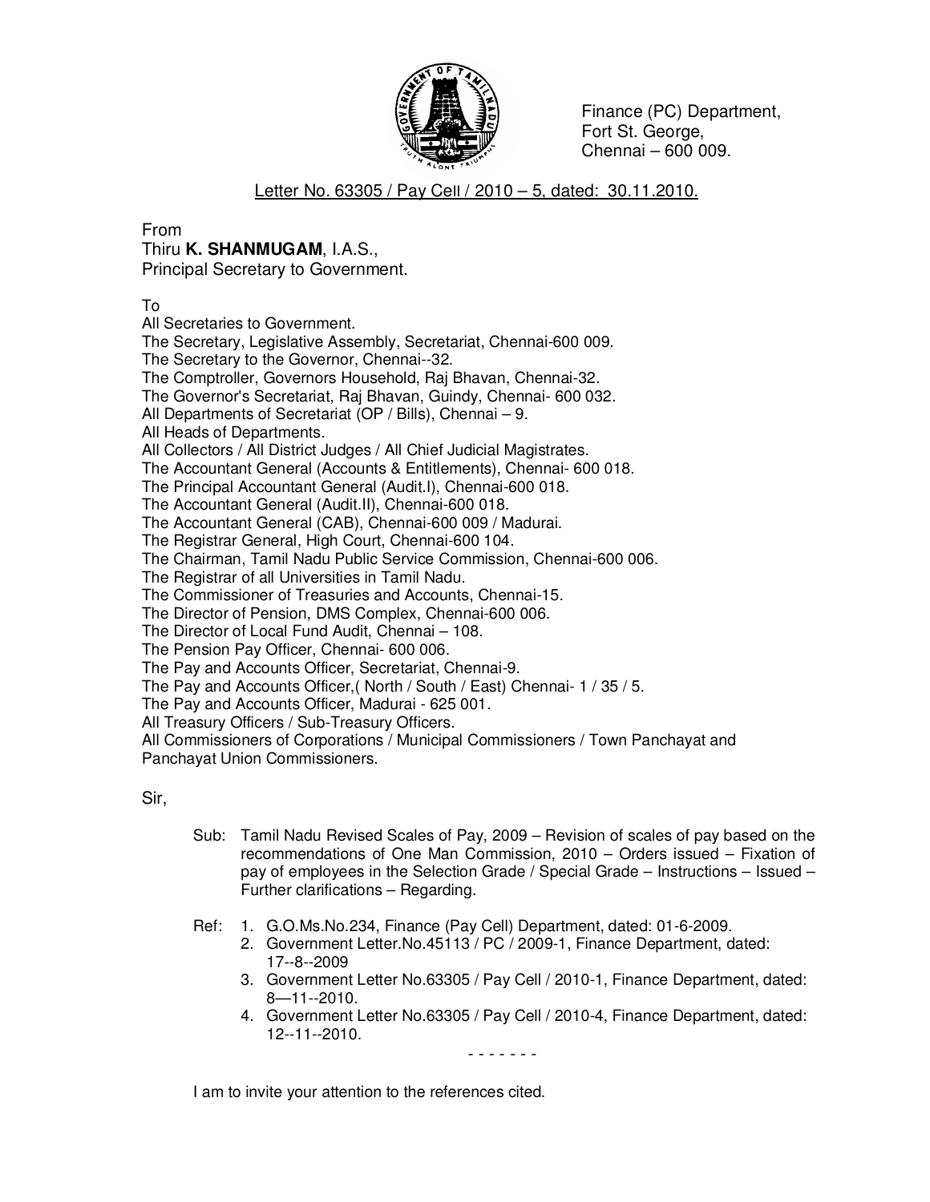Finance (PC) Department,
Fort St. George,
Chennai – 600 009.

Letter No. 63305 / Pay Cell / 2010 – 5, dated: 30.11.2010.

From
Thiru **K. SHANMUGAM**, I.A.S.,
Principal Secretary to Government.

To
All Secretaries to Government.
The Secretary, Legislative Assembly, Secretariat, Chennai-600 009.
The Secretary to the Governor, Chennai--32.
The Comptroller, Governors Household, Raj Bhavan, Chennai-32.
The Governor's Secretariat, Raj Bhavan, Guindy, Chennai- 600 032.
All Departments of Secretariat (OP / Bills), Chennai – 9.
All Heads of Departments.
All Collectors / All District Judges / All Chief Judicial Magistrates.
The Accountant General (Accounts & Entitlements), Chennai- 600 018.
The Principal Accountant General (Audit.I), Chennai-600 018.
The Accountant General (Audit.II), Chennai-600 018.
The Accountant General (CAB), Chennai-600 009 / Madurai.
The Registrar General, High Court, Chennai-600 104.
The Chairman, Tamil Nadu Public Service Commission, Chennai-600 006.
The Registrar of all Universities in Tamil Nadu.
The Commissioner of Treasuries and Accounts, Chennai-15.
The Director of Pension, DMS Complex, Chennai-600 006.
The Director of Local Fund Audit, Chennai – 108.
The Pension Pay Officer, Chennai- 600 006.
The Pay and Accounts Officer, Secretariat, Chennai-9.
The Pay and Accounts Officer,( North / South / East) Chennai- 1 / 35 / 5.
The Pay and Accounts Officer, Madurai - 625 001.
All Treasury Officers / Sub-Treasury Officers.
All Commissioners of Corporations / Municipal Commissioners / Town Panchayat and Panchayat Union Commissioners.

Sir,

Sub: Tamil Nadu Revised Scales of Pay, 2009 – Revision of scales of pay based on the recommendations of One Man Commission, 2010 – Orders issued – Fixation of pay of employees in the Selection Grade / Special Grade – Instructions – Issued – Further clarifications – Regarding.

Ref:
1. G.O.Ms.No.234, Finance (Pay Cell) Department, dated: 01-6-2009.
2. Government Letter.No.45113 / PC / 2009-1, Finance Department, dated: 17--8--2009
3. Government Letter No.63305 / Pay Cell / 2010-1, Finance Department, dated: 8—11--2010.
4. Government Letter No.63305 / Pay Cell / 2010-4, Finance Department, dated: 12--11--2010.

\- - - - - - -

I am to invite your attention to the references cited.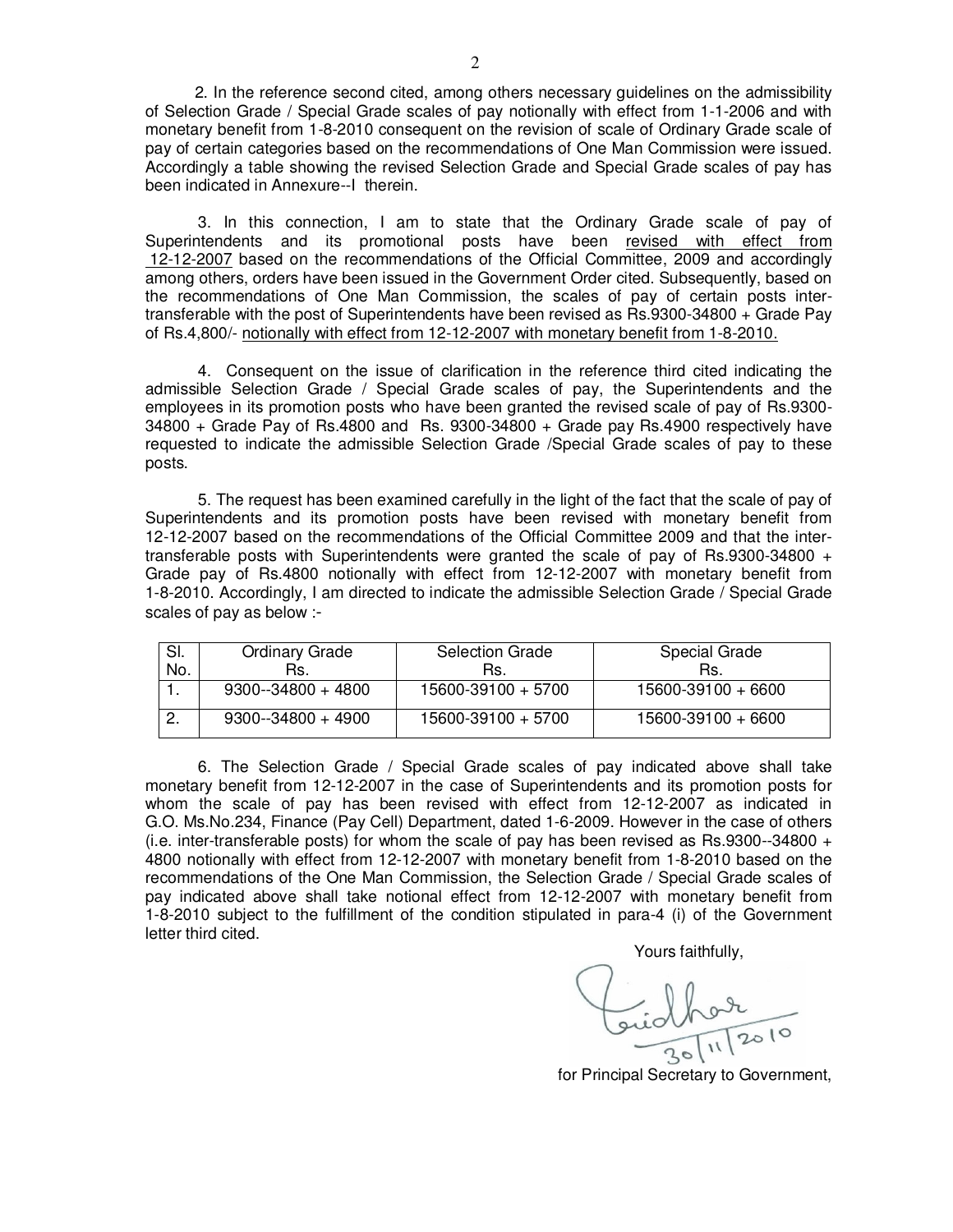2. In the reference second cited, among others necessary guidelines on the admissibility of Selection Grade / Special Grade scales of pay notionally with effect from 1-1-2006 and with monetary benefit from 1-8-2010 consequent on the revision of scale of Ordinary Grade scale of pay of certain categories based on the recommendations of One Man Commission were issued. Accordingly a table showing the revised Selection Grade and Special Grade scales of pay has been indicated in Annexure--I therein.

3. In this connection, I am to state that the Ordinary Grade scale of pay of Superintendents and its promotional posts have been revised with effect from 12-12-2007 based on the recommendations of the Official Committee, 2009 and accordingly among others, orders have been issued in the Government Order cited. Subsequently, based on the recommendations of One Man Commission, the scales of pay of certain posts inter-transferable with the post of Superintendents have been revised as Rs.9300-34800 + Grade Pay of Rs.4,800/- notionally with effect from 12-12-2007 with monetary benefit from 1-8-2010.

4. Consequent on the issue of clarification in the reference third cited indicating the admissible Selection Grade / Special Grade scales of pay, the Superintendents and the employees in its promotion posts who have been granted the revised scale of pay of Rs.9300-34800 + Grade Pay of Rs.4800 and Rs. 9300-34800 + Grade pay Rs.4900 respectively have requested to indicate the admissible Selection Grade /Special Grade scales of pay to these posts.

5. The request has been examined carefully in the light of the fact that the scale of pay of Superintendents and its promotion posts have been revised with monetary benefit from 12-12-2007 based on the recommendations of the Official Committee 2009 and that the inter-transferable posts with Superintendents were granted the scale of pay of Rs.9300-34800 + Grade pay of Rs.4800 notionally with effect from 12-12-2007 with monetary benefit from 1-8-2010. Accordingly, I am directed to indicate the admissible Selection Grade / Special Grade scales of pay as below :-

| Sl. No. | Ordinary Grade Rs. | Selection Grade Rs. | Special Grade Rs. |
|---|---|---|---|
| 1. | 9300--34800 + 4800 | 15600-39100 + 5700 | 15600-39100 + 6600 |
| 2. | 9300--34800 + 4900 | 15600-39100 + 5700 | 15600-39100 + 6600 |

6. The Selection Grade / Special Grade scales of pay indicated above shall take monetary benefit from 12-12-2007 in the case of Superintendents and its promotion posts for whom the scale of pay has been revised with effect from 12-12-2007 as indicated in G.O. Ms.No.234, Finance (Pay Cell) Department, dated 1-6-2009. However in the case of others (i.e. inter-transferable posts) for whom the scale of pay has been revised as Rs.9300--34800 + 4800 notionally with effect from 12-12-2007 with monetary benefit from 1-8-2010 based on the recommendations of the One Man Commission, the Selection Grade / Special Grade scales of pay indicated above shall take notional effect from 12-12-2007 with monetary benefit from 1-8-2010 subject to the fulfillment of the condition stipulated in para-4 (i) of the Government letter third cited.

Yours faithfully,

Sridhar
30/11/2010

for Principal Secretary to Government,